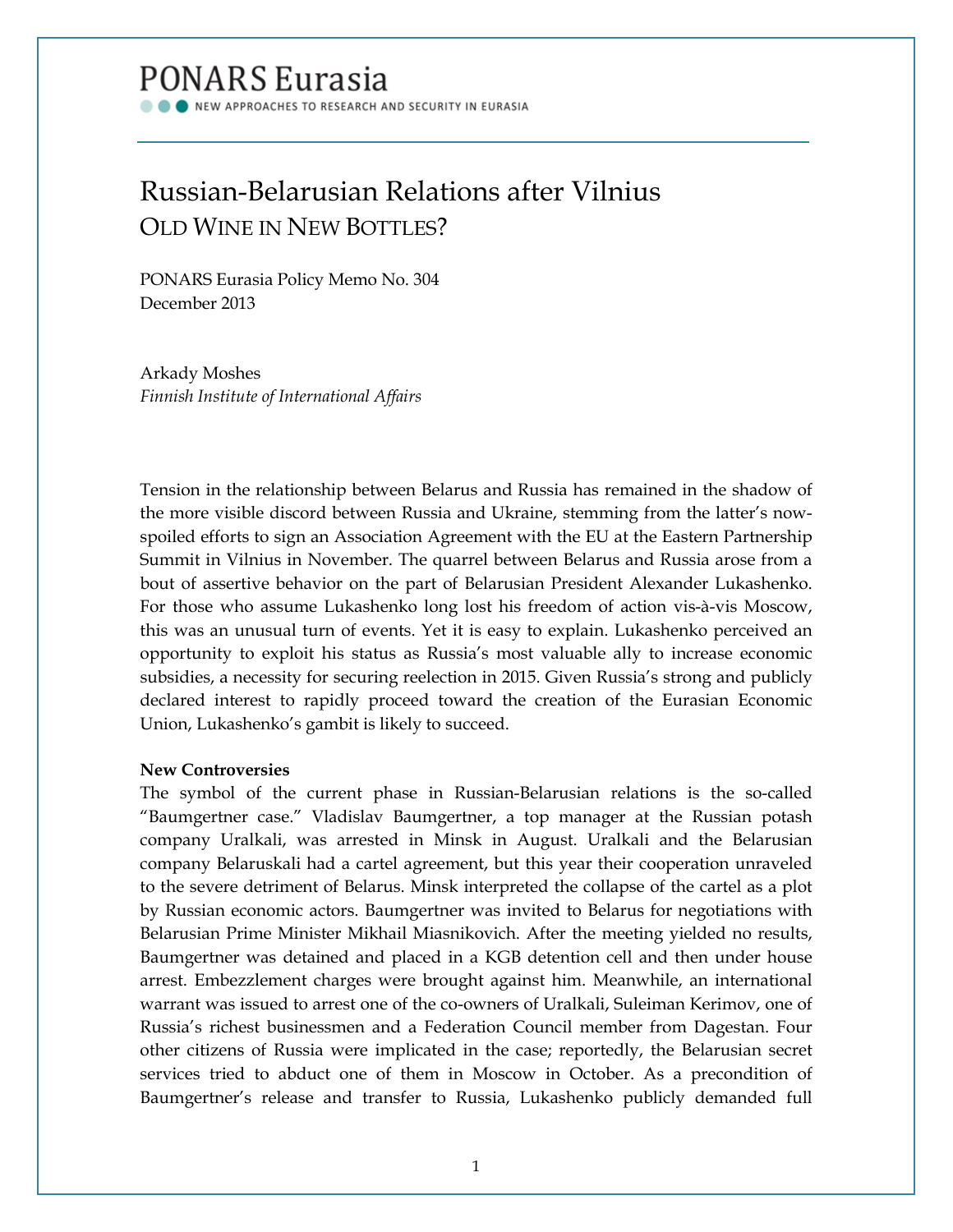# PONARS Eurasia

NEW APPROACHES TO RESEARCH AND SECURITY IN EURASIA

## Russian-Belarusian Relations after Vilnius

### Old Wine in New Bottles?

PONARS Eurasia Policy Memo No. 304
December 2013

Arkady Moshes
*Finnish Institute of International Affairs*

Tension in the relationship between Belarus and Russia has remained in the shadow of the more visible discord between Russia and Ukraine, stemming from the latter's now-spoiled efforts to sign an Association Agreement with the EU at the Eastern Partnership Summit in Vilnius in November. The quarrel between Belarus and Russia arose from a bout of assertive behavior on the part of Belarusian President Alexander Lukashenko. For those who assume Lukashenko long lost his freedom of action vis-à-vis Moscow, this was an unusual turn of events. Yet it is easy to explain. Lukashenko perceived an opportunity to exploit his status as Russia's most valuable ally to increase economic subsidies, a necessity for securing reelection in 2015. Given Russia's strong and publicly declared interest to rapidly proceed toward the creation of the Eurasian Economic Union, Lukashenko's gambit is likely to succeed.

**New Controversies**

The symbol of the current phase in Russian-Belarusian relations is the so-called "Baumgertner case." Vladislav Baumgertner, a top manager at the Russian potash company Uralkali, was arrested in Minsk in August. Uralkali and the Belarusian company Belaruskali had a cartel agreement, but this year their cooperation unraveled to the severe detriment of Belarus. Minsk interpreted the collapse of the cartel as a plot by Russian economic actors. Baumgertner was invited to Belarus for negotiations with Belarusian Prime Minister Mikhail Miasnikovich. After the meeting yielded no results, Baumgertner was detained and placed in a KGB detention cell and then under house arrest. Embezzlement charges were brought against him. Meanwhile, an international warrant was issued to arrest one of the co-owners of Uralkali, Suleiman Kerimov, one of Russia's richest businessmen and a Federation Council member from Dagestan. Four other citizens of Russia were implicated in the case; reportedly, the Belarusian secret services tried to abduct one of them in Moscow in October. As a precondition of Baumgertner's release and transfer to Russia, Lukashenko publicly demanded full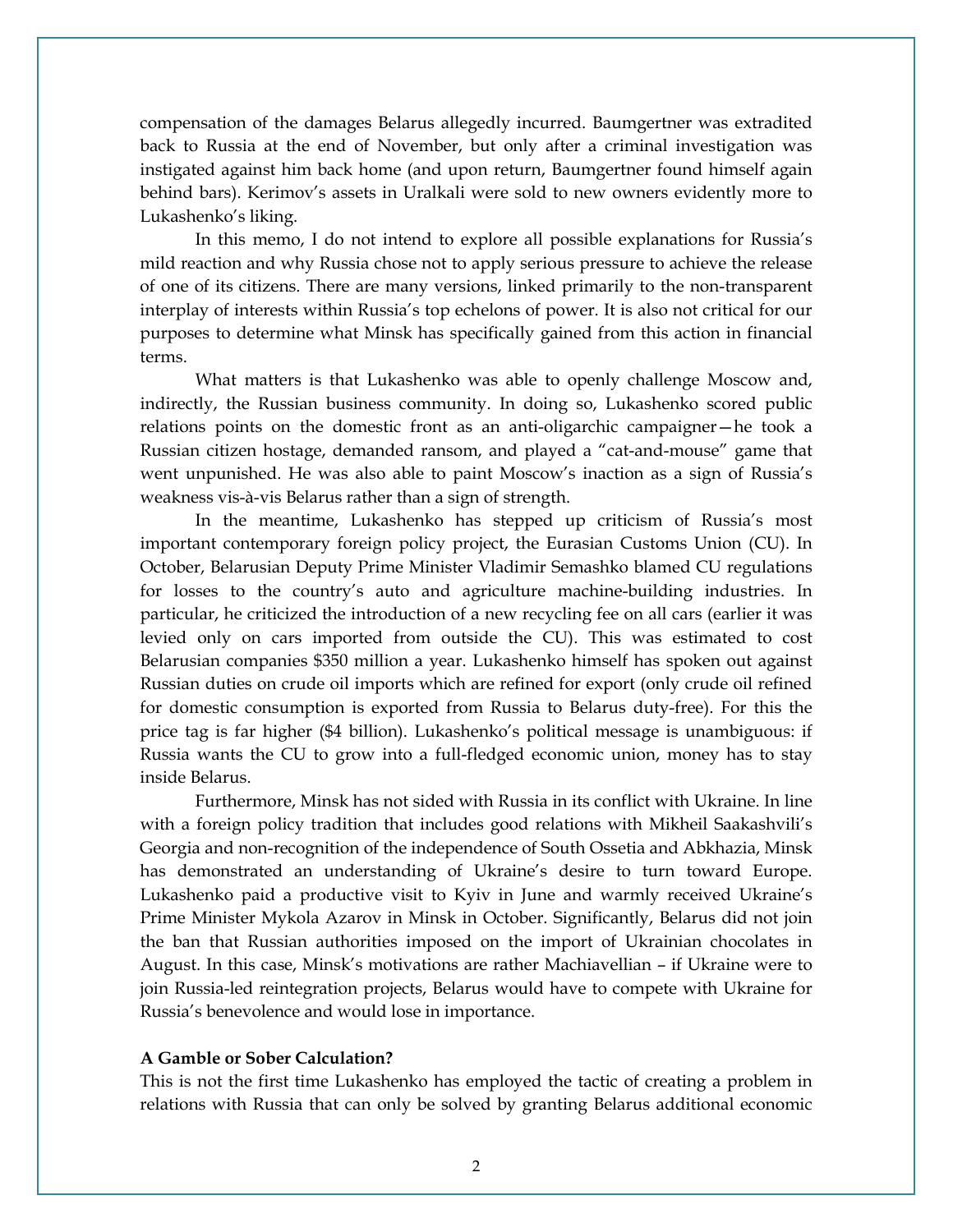compensation of the damages Belarus allegedly incurred. Baumgertner was extradited back to Russia at the end of November, but only after a criminal investigation was instigated against him back home (and upon return, Baumgertner found himself again behind bars). Kerimov's assets in Uralkali were sold to new owners evidently more to Lukashenko's liking.

In this memo, I do not intend to explore all possible explanations for Russia's mild reaction and why Russia chose not to apply serious pressure to achieve the release of one of its citizens. There are many versions, linked primarily to the non-transparent interplay of interests within Russia's top echelons of power. It is also not critical for our purposes to determine what Minsk has specifically gained from this action in financial terms.

What matters is that Lukashenko was able to openly challenge Moscow and, indirectly, the Russian business community. In doing so, Lukashenko scored public relations points on the domestic front as an anti-oligarchic campaigner—he took a Russian citizen hostage, demanded ransom, and played a "cat-and-mouse" game that went unpunished. He was also able to paint Moscow's inaction as a sign of Russia's weakness vis-à-vis Belarus rather than a sign of strength.

In the meantime, Lukashenko has stepped up criticism of Russia's most important contemporary foreign policy project, the Eurasian Customs Union (CU). In October, Belarusian Deputy Prime Minister Vladimir Semashko blamed CU regulations for losses to the country's auto and agriculture machine-building industries. In particular, he criticized the introduction of a new recycling fee on all cars (earlier it was levied only on cars imported from outside the CU). This was estimated to cost Belarusian companies $350 million a year. Lukashenko himself has spoken out against Russian duties on crude oil imports which are refined for export (only crude oil refined for domestic consumption is exported from Russia to Belarus duty-free). For this the price tag is far higher ($4 billion). Lukashenko's political message is unambiguous: if Russia wants the CU to grow into a full-fledged economic union, money has to stay inside Belarus.

Furthermore, Minsk has not sided with Russia in its conflict with Ukraine. In line with a foreign policy tradition that includes good relations with Mikheil Saakashvili's Georgia and non-recognition of the independence of South Ossetia and Abkhazia, Minsk has demonstrated an understanding of Ukraine's desire to turn toward Europe. Lukashenko paid a productive visit to Kyiv in June and warmly received Ukraine's Prime Minister Mykola Azarov in Minsk in October. Significantly, Belarus did not join the ban that Russian authorities imposed on the import of Ukrainian chocolates in August. In this case, Minsk's motivations are rather Machiavellian – if Ukraine were to join Russia-led reintegration projects, Belarus would have to compete with Ukraine for Russia's benevolence and would lose in importance.

**A Gamble or Sober Calculation?**

This is not the first time Lukashenko has employed the tactic of creating a problem in relations with Russia that can only be solved by granting Belarus additional economic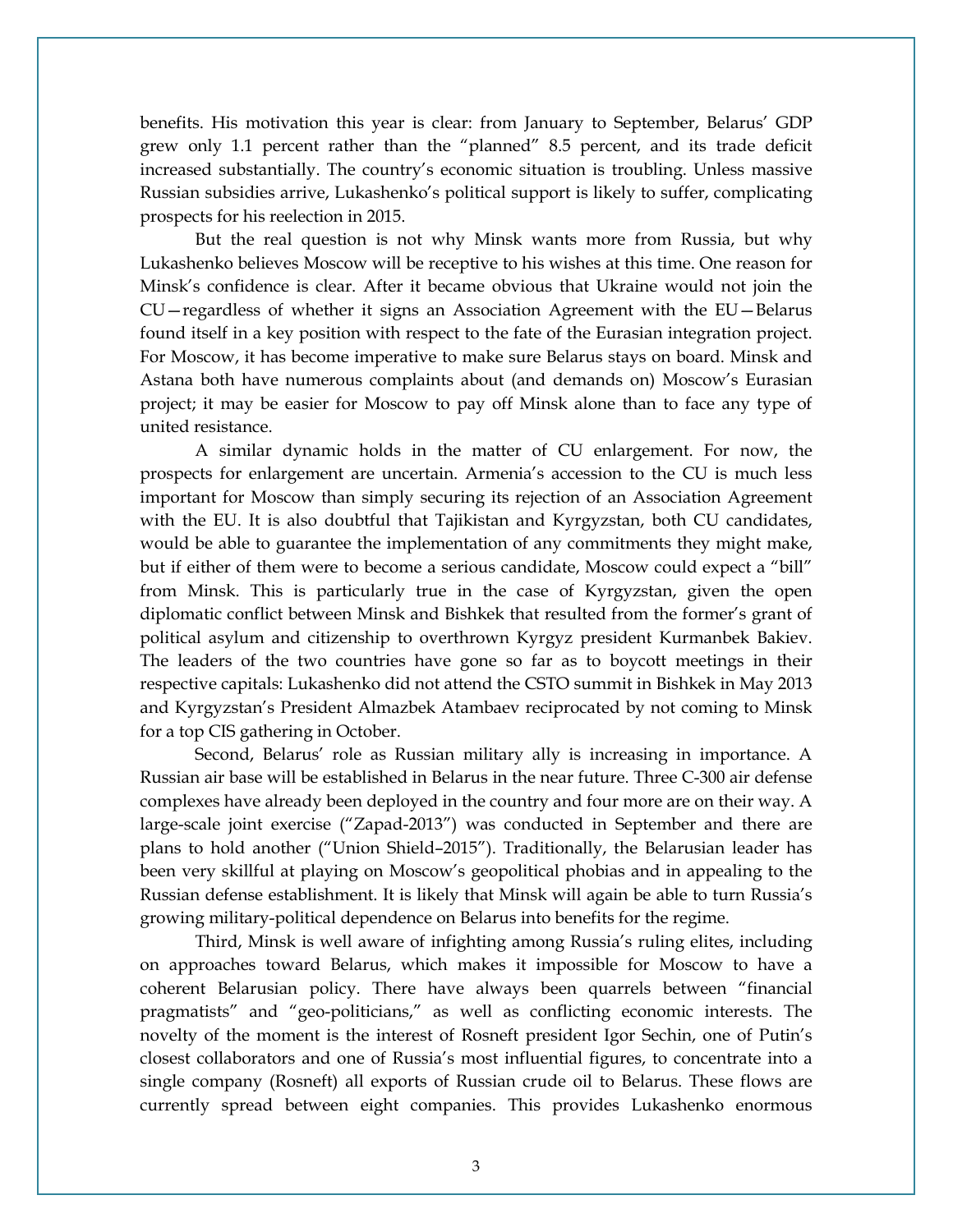benefits. His motivation this year is clear: from January to September, Belarus' GDP grew only 1.1 percent rather than the "planned" 8.5 percent, and its trade deficit increased substantially. The country's economic situation is troubling. Unless massive Russian subsidies arrive, Lukashenko's political support is likely to suffer, complicating prospects for his reelection in 2015.

But the real question is not why Minsk wants more from Russia, but why Lukashenko believes Moscow will be receptive to his wishes at this time. One reason for Minsk's confidence is clear. After it became obvious that Ukraine would not join the CU—regardless of whether it signs an Association Agreement with the EU—Belarus found itself in a key position with respect to the fate of the Eurasian integration project. For Moscow, it has become imperative to make sure Belarus stays on board. Minsk and Astana both have numerous complaints about (and demands on) Moscow's Eurasian project; it may be easier for Moscow to pay off Minsk alone than to face any type of united resistance.

A similar dynamic holds in the matter of CU enlargement. For now, the prospects for enlargement are uncertain. Armenia's accession to the CU is much less important for Moscow than simply securing its rejection of an Association Agreement with the EU. It is also doubtful that Tajikistan and Kyrgyzstan, both CU candidates, would be able to guarantee the implementation of any commitments they might make, but if either of them were to become a serious candidate, Moscow could expect a "bill" from Minsk. This is particularly true in the case of Kyrgyzstan, given the open diplomatic conflict between Minsk and Bishkek that resulted from the former's grant of political asylum and citizenship to overthrown Kyrgyz president Kurmanbek Bakiev. The leaders of the two countries have gone so far as to boycott meetings in their respective capitals: Lukashenko did not attend the CSTO summit in Bishkek in May 2013 and Kyrgyzstan's President Almazbek Atambaev reciprocated by not coming to Minsk for a top CIS gathering in October.

Second, Belarus' role as Russian military ally is increasing in importance. A Russian air base will be established in Belarus in the near future. Three C-300 air defense complexes have already been deployed in the country and four more are on their way. A large-scale joint exercise ("Zapad-2013") was conducted in September and there are plans to hold another ("Union Shield–2015"). Traditionally, the Belarusian leader has been very skillful at playing on Moscow's geopolitical phobias and in appealing to the Russian defense establishment. It is likely that Minsk will again be able to turn Russia's growing military-political dependence on Belarus into benefits for the regime.

Third, Minsk is well aware of infighting among Russia's ruling elites, including on approaches toward Belarus, which makes it impossible for Moscow to have a coherent Belarusian policy. There have always been quarrels between "financial pragmatists" and "geo-politicians," as well as conflicting economic interests. The novelty of the moment is the interest of Rosneft president Igor Sechin, one of Putin's closest collaborators and one of Russia's most influential figures, to concentrate into a single company (Rosneft) all exports of Russian crude oil to Belarus. These flows are currently spread between eight companies. This provides Lukashenko enormous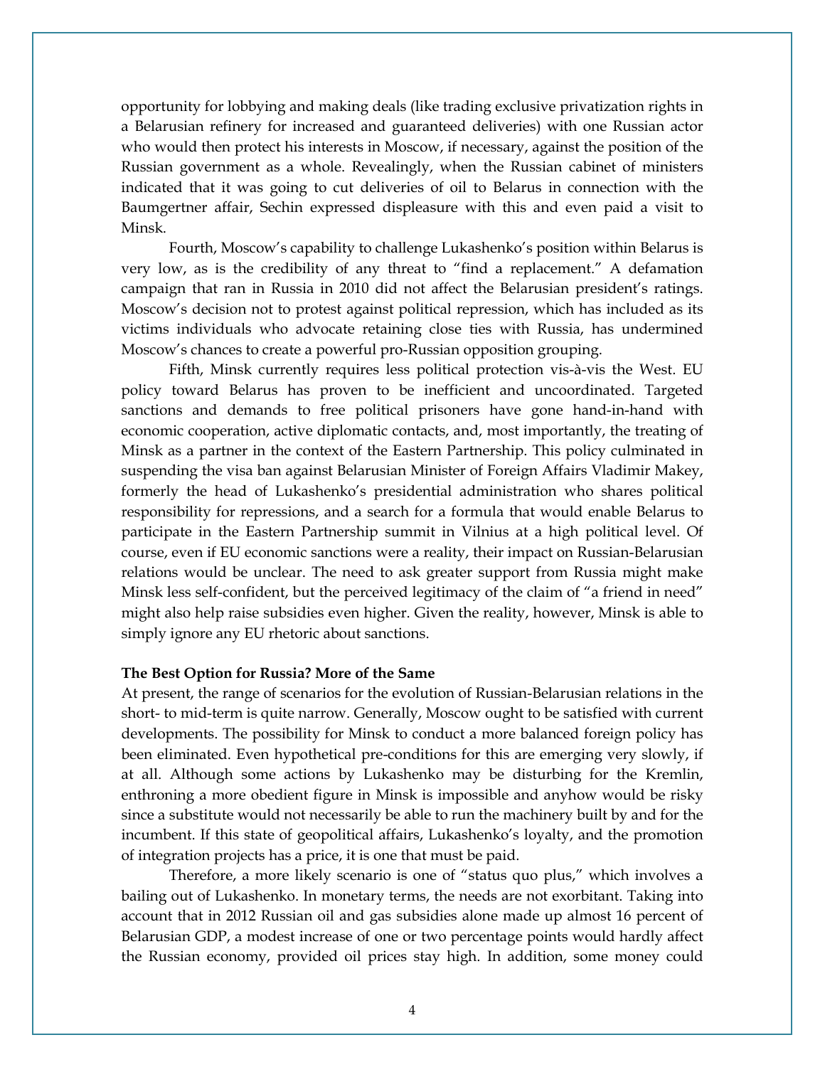opportunity for lobbying and making deals (like trading exclusive privatization rights in a Belarusian refinery for increased and guaranteed deliveries) with one Russian actor who would then protect his interests in Moscow, if necessary, against the position of the Russian government as a whole. Revealingly, when the Russian cabinet of ministers indicated that it was going to cut deliveries of oil to Belarus in connection with the Baumgertner affair, Sechin expressed displeasure with this and even paid a visit to Minsk.

Fourth, Moscow's capability to challenge Lukashenko's position within Belarus is very low, as is the credibility of any threat to "find a replacement." A defamation campaign that ran in Russia in 2010 did not affect the Belarusian president's ratings. Moscow's decision not to protest against political repression, which has included as its victims individuals who advocate retaining close ties with Russia, has undermined Moscow's chances to create a powerful pro-Russian opposition grouping.

Fifth, Minsk currently requires less political protection vis-à-vis the West. EU policy toward Belarus has proven to be inefficient and uncoordinated. Targeted sanctions and demands to free political prisoners have gone hand-in-hand with economic cooperation, active diplomatic contacts, and, most importantly, the treating of Minsk as a partner in the context of the Eastern Partnership. This policy culminated in suspending the visa ban against Belarusian Minister of Foreign Affairs Vladimir Makey, formerly the head of Lukashenko's presidential administration who shares political responsibility for repressions, and a search for a formula that would enable Belarus to participate in the Eastern Partnership summit in Vilnius at a high political level. Of course, even if EU economic sanctions were a reality, their impact on Russian-Belarusian relations would be unclear. The need to ask greater support from Russia might make Minsk less self-confident, but the perceived legitimacy of the claim of "a friend in need" might also help raise subsidies even higher. Given the reality, however, Minsk is able to simply ignore any EU rhetoric about sanctions.

**The Best Option for Russia? More of the Same**

At present, the range of scenarios for the evolution of Russian-Belarusian relations in the short- to mid-term is quite narrow. Generally, Moscow ought to be satisfied with current developments. The possibility for Minsk to conduct a more balanced foreign policy has been eliminated. Even hypothetical pre-conditions for this are emerging very slowly, if at all. Although some actions by Lukashenko may be disturbing for the Kremlin, enthroning a more obedient figure in Minsk is impossible and anyhow would be risky since a substitute would not necessarily be able to run the machinery built by and for the incumbent. If this state of geopolitical affairs, Lukashenko's loyalty, and the promotion of integration projects has a price, it is one that must be paid.

Therefore, a more likely scenario is one of "status quo plus," which involves a bailing out of Lukashenko. In monetary terms, the needs are not exorbitant. Taking into account that in 2012 Russian oil and gas subsidies alone made up almost 16 percent of Belarusian GDP, a modest increase of one or two percentage points would hardly affect the Russian economy, provided oil prices stay high. In addition, some money could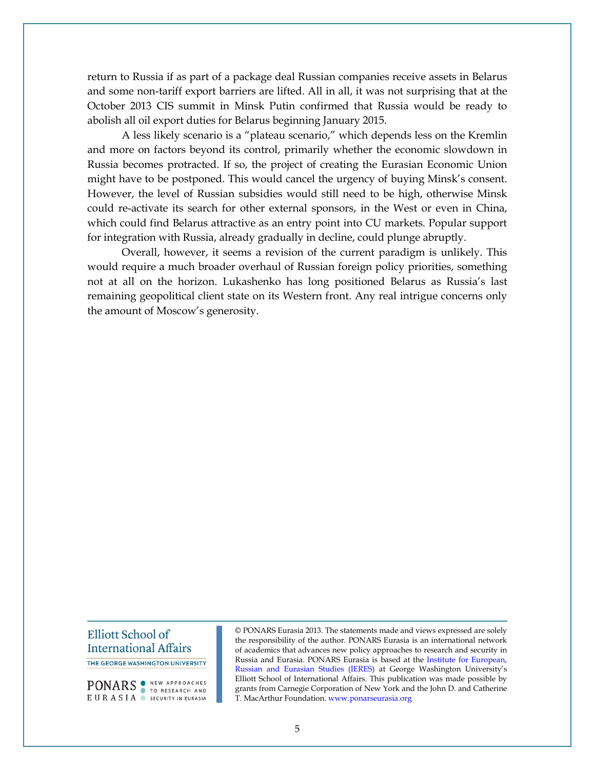return to Russia if as part of a package deal Russian companies receive assets in Belarus and some non-tariff export barriers are lifted. All in all, it was not surprising that at the October 2013 CIS summit in Minsk Putin confirmed that Russia would be ready to abolish all oil export duties for Belarus beginning January 2015.

A less likely scenario is a "plateau scenario," which depends less on the Kremlin and more on factors beyond its control, primarily whether the economic slowdown in Russia becomes protracted. If so, the project of creating the Eurasian Economic Union might have to be postponed. This would cancel the urgency of buying Minsk's consent. However, the level of Russian subsidies would still need to be high, otherwise Minsk could re-activate its search for other external sponsors, in the West or even in China, which could find Belarus attractive as an entry point into CU markets. Popular support for integration with Russia, already gradually in decline, could plunge abruptly.

Overall, however, it seems a revision of the current paradigm is unlikely. This would require a much broader overhaul of Russian foreign policy priorities, something not at all on the horizon. Lukashenko has long positioned Belarus as Russia's last remaining geopolitical client state on its Western front. Any real intrigue concerns only the amount of Moscow's generosity.

Elliott School of International Affairs
THE GEORGE WASHINGTON UNIVERSITY

PONARS EURASIA — NEW APPROACHES TO RESEARCH AND SECURITY IN EURASIA

© PONARS Eurasia 2013. The statements made and views expressed are solely the responsibility of the author. PONARS Eurasia is an international network of academics that advances new policy approaches to research and security in Russia and Eurasia. PONARS Eurasia is based at the Institute for European, Russian and Eurasian Studies (IERES) at George Washington University's Elliott School of International Affairs. This publication was made possible by grants from Carnegie Corporation of New York and the John D. and Catherine T. MacArthur Foundation. www.ponarseurasia.org